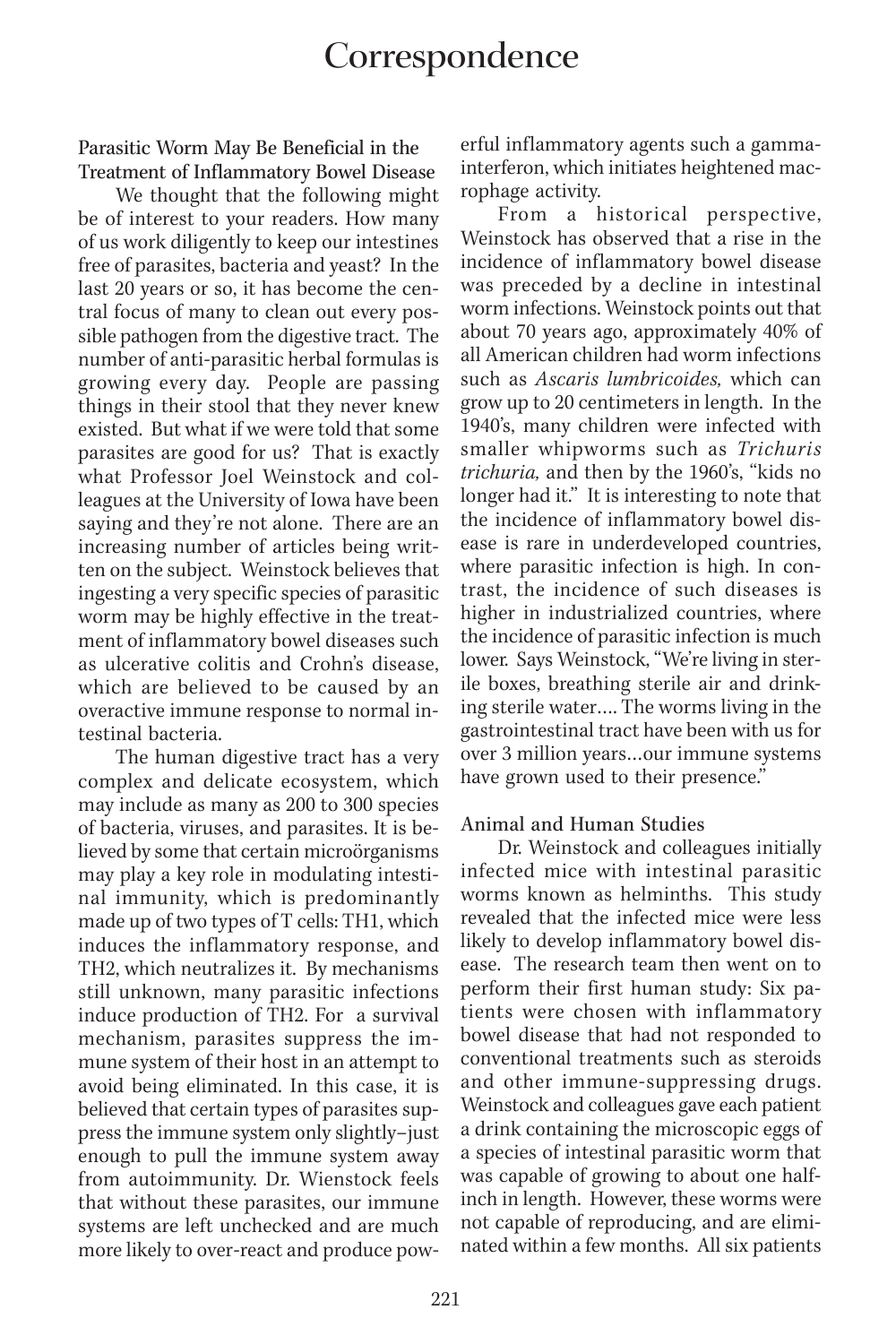# Correspondence

## Parasitic Worm May Be Beneficial in the Treatment of Inflammatory Bowel Disease

We thought that the following might be of interest to your readers. How many of us work diligently to keep our intestines free of parasites, bacteria and yeast? In the last 20 years or so, it has become the central focus of many to clean out every possible pathogen from the digestive tract. The number of anti-parasitic herbal formulas is growing every day. People are passing things in their stool that they never knew existed. But what if we were told that some parasites are good for us? That is exactly what Professor Joel Weinstock and colleagues at the University of Iowa have been saying and they're not alone. There are an increasing number of articles being written on the subject. Weinstock believes that ingesting a very specific species of parasitic worm may be highly effective in the treatment of inflammatory bowel diseases such as ulcerative colitis and Crohn's disease, which are believed to be caused by an overactive immune response to normal intestinal bacteria.

The human digestive tract has a very complex and delicate ecosystem, which may include as many as 200 to 300 species of bacteria, viruses, and parasites. It is believed by some that certain microörganisms may play a key role in modulating intestinal immunity, which is predominantly made up of two types of T cells: TH1, which induces the inflammatory response, and TH2, which neutralizes it. By mechanisms still unknown, many parasitic infections induce production of TH2. For a survival mechanism, parasites suppress the immune system of their host in an attempt to avoid being eliminated. In this case, it is believed that certain types of parasites suppress the immune system only slightly–just enough to pull the immune system away from autoimmunity. Dr. Wienstock feels that without these parasites, our immune systems are left unchecked and are much more likely to over-react and produce powerful inflammatory agents such a gamma-interferon, which initiates heightened macrophage activity.

From a historical perspective, Weinstock has observed that a rise in the incidence of inflammatory bowel disease was preceded by a decline in intestinal worm infections. Weinstock points out that about 70 years ago, approximately 40% of all American children had worm infections such as *Ascaris lumbricoides,* which can grow up to 20 centimeters in length. In the 1940's, many children were infected with smaller whipworms such as *Trichuris trichuria,* and then by the 1960's, "kids no longer had it." It is interesting to note that the incidence of inflammatory bowel disease is rare in underdeveloped countries, where parasitic infection is high. In contrast, the incidence of such diseases is higher in industrialized countries, where the incidence of parasitic infection is much lower. Says Weinstock, "We're living in sterile boxes, breathing sterile air and drinking sterile water.... The worms living in the gastrointestinal tract have been with us for over 3 million years...our immune systems have grown used to their presence."

### Animal and Human Studies

Dr. Weinstock and colleagues initially infected mice with intestinal parasitic worms known as helminths. This study revealed that the infected mice were less likely to develop inflammatory bowel disease. The research team then went on to perform their first human study: Six patients were chosen with inflammatory bowel disease that had not responded to conventional treatments such as steroids and other immune-suppressing drugs. Weinstock and colleagues gave each patient a drink containing the microscopic eggs of a species of intestinal parasitic worm that was capable of growing to about one half-inch in length. However, these worms were not capable of reproducing, and are eliminated within a few months. All six patients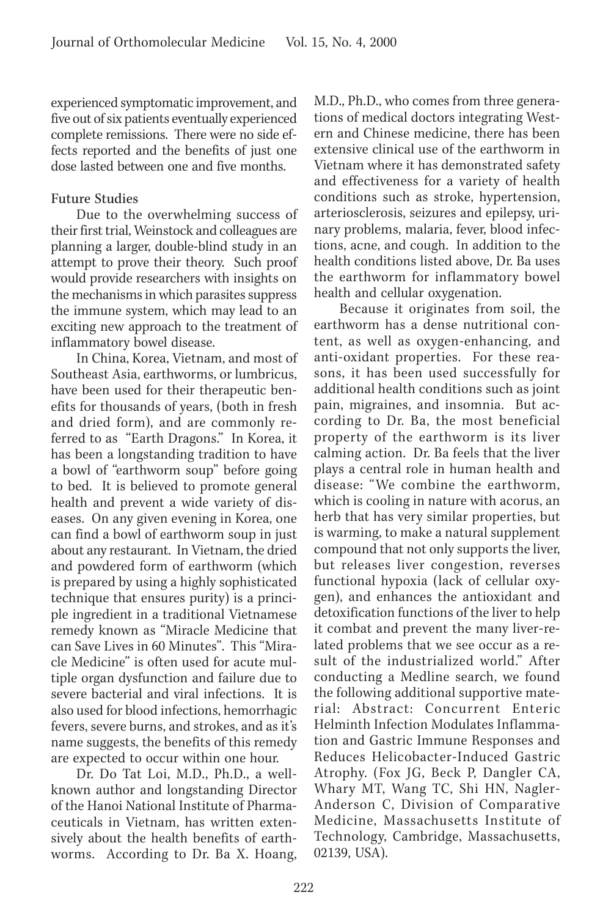experienced symptomatic improvement, and five out of six patients eventually experienced complete remissions. There were no side effects reported and the benefits of just one dose lasted between one and five months.

### Future Studies

Due to the overwhelming success of their first trial, Weinstock and colleagues are planning a larger, double-blind study in an attempt to prove their theory. Such proof would provide researchers with insights on the mechanisms in which parasites suppress the immune system, which may lead to an exciting new approach to the treatment of inflammatory bowel disease.

In China, Korea, Vietnam, and most of Southeast Asia, earthworms, or lumbricus, have been used for their therapeutic benefits for thousands of years, (both in fresh and dried form), and are commonly referred to as "Earth Dragons." In Korea, it has been a longstanding tradition to have a bowl of "earthworm soup" before going to bed. It is believed to promote general health and prevent a wide variety of diseases. On any given evening in Korea, one can find a bowl of earthworm soup in just about any restaurant. In Vietnam, the dried and powdered form of earthworm (which is prepared by using a highly sophisticated technique that ensures purity) is a principle ingredient in a traditional Vietnamese remedy known as "Miracle Medicine that can Save Lives in 60 Minutes". This "Miracle Medicine" is often used for acute multiple organ dysfunction and failure due to severe bacterial and viral infections. It is also used for blood infections, hemorrhagic fevers, severe burns, and strokes, and as it's name suggests, the benefits of this remedy are expected to occur within one hour.

Dr. Do Tat Loi, M.D., Ph.D., a well-known author and longstanding Director of the Hanoi National Institute of Pharmaceuticals in Vietnam, has written extensively about the health benefits of earthworms. According to Dr. Ba X. Hoang, M.D., Ph.D., who comes from three generations of medical doctors integrating Western and Chinese medicine, there has been extensive clinical use of the earthworm in Vietnam where it has demonstrated safety and effectiveness for a variety of health conditions such as stroke, hypertension, arteriosclerosis, seizures and epilepsy, urinary problems, malaria, fever, blood infections, acne, and cough. In addition to the health conditions listed above, Dr. Ba uses the earthworm for inflammatory bowel health and cellular oxygenation.

Because it originates from soil, the earthworm has a dense nutritional content, as well as oxygen-enhancing, and anti-oxidant properties. For these reasons, it has been used successfully for additional health conditions such as joint pain, migraines, and insomnia. But according to Dr. Ba, the most beneficial property of the earthworm is its liver calming action. Dr. Ba feels that the liver plays a central role in human health and disease: "We combine the earthworm, which is cooling in nature with acorus, an herb that has very similar properties, but is warming, to make a natural supplement compound that not only supports the liver, but releases liver congestion, reverses functional hypoxia (lack of cellular oxygen), and enhances the antioxidant and detoxification functions of the liver to help it combat and prevent the many liver-related problems that we see occur as a result of the industrialized world." After conducting a Medline search, we found the following additional supportive material: Abstract: Concurrent Enteric Helminth Infection Modulates Inflammation and Gastric Immune Responses and Reduces Helicobacter-Induced Gastric Atrophy. (Fox JG, Beck P, Dangler CA, Whary MT, Wang TC, Shi HN, Nagler-Anderson C, Division of Comparative Medicine, Massachusetts Institute of Technology, Cambridge, Massachusetts, 02139, USA).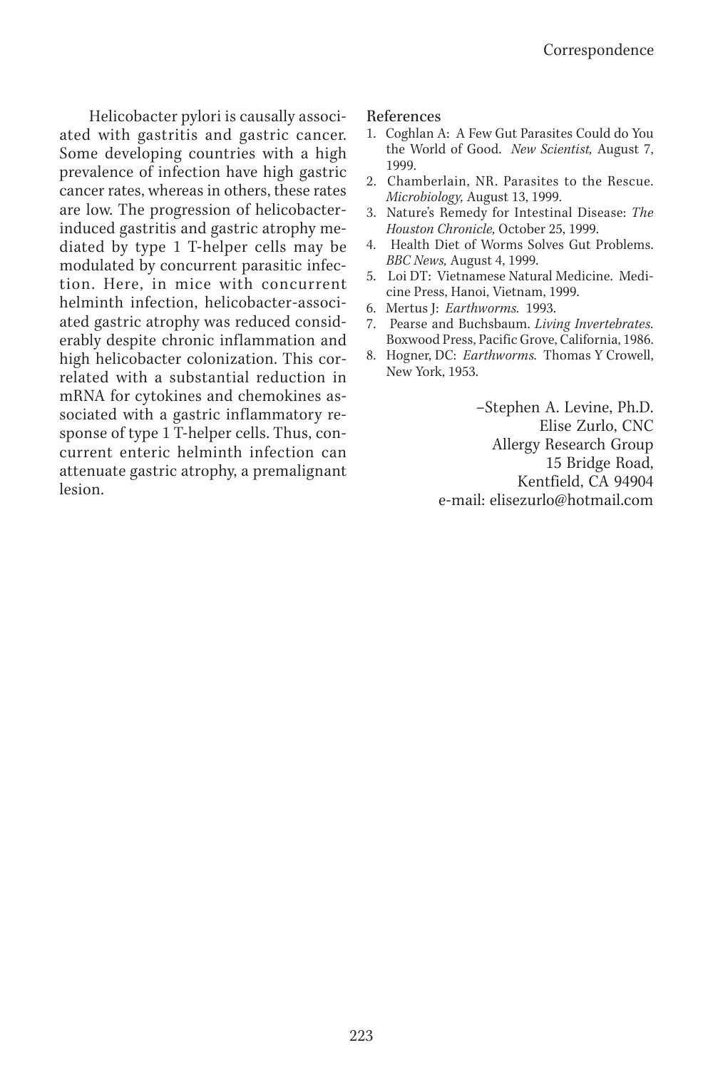Helicobacter pylori is causally associated with gastritis and gastric cancer. Some developing countries with a high prevalence of infection have high gastric cancer rates, whereas in others, these rates are low. The progression of helicobacter-induced gastritis and gastric atrophy mediated by type 1 T-helper cells may be modulated by concurrent parasitic infection. Here, in mice with concurrent helminth infection, helicobacter-associated gastric atrophy was reduced considerably despite chronic inflammation and high helicobacter colonization. This correlated with a substantial reduction in mRNA for cytokines and chemokines associated with a gastric inflammatory response of type 1 T-helper cells. Thus, concurrent enteric helminth infection can attenuate gastric atrophy, a premalignant lesion.

References

1. Coghlan A: A Few Gut Parasites Could do You the World of Good. *New Scientist,* August 7, 1999.
2. Chamberlain, NR. Parasites to the Rescue. *Microbiology,* August 13, 1999.
3. Nature's Remedy for Intestinal Disease: *The Houston Chronicle,* October 25, 1999.
4. Health Diet of Worms Solves Gut Problems. *BBC News,* August 4, 1999.
5. Loi DT: Vietnamese Natural Medicine. Medicine Press, Hanoi, Vietnam, 1999.
6. Mertus J: *Earthworms.* 1993.
7. Pearse and Buchsbaum. *Living Invertebrates.* Boxwood Press, Pacific Grove, California, 1986.
8. Hogner, DC: *Earthworms.* Thomas Y Crowell, New York, 1953.

–Stephen A. Levine, Ph.D.
Elise Zurlo, CNC
Allergy Research Group
15 Bridge Road,
Kentfield, CA 94904
e-mail: elisezurlo@hotmail.com